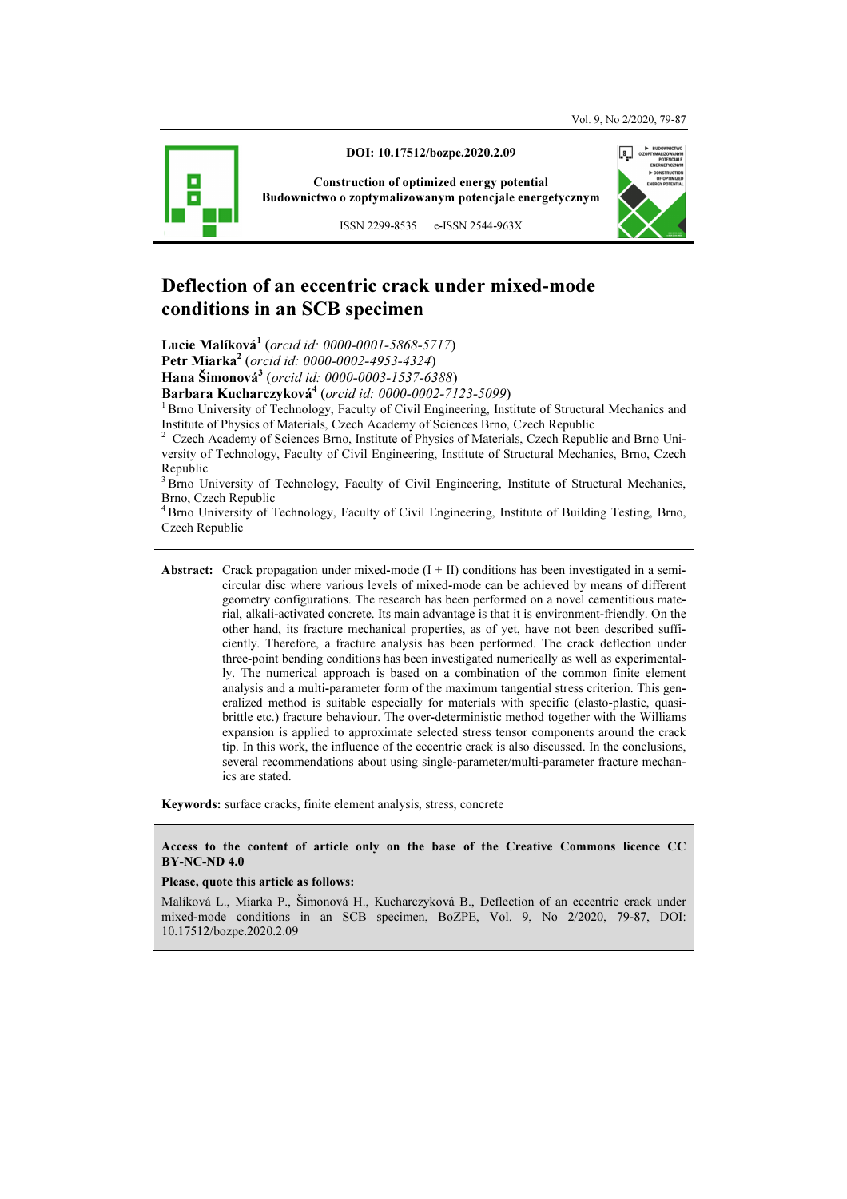DOI: 10.17512/bozpe.2020.2.09

Construction of optimized energy potential
Budownictwo o zoptymalizowanym potencjale energetycznym

ISSN 2299-8535 e-ISSN 2544-963X

# Deflection of an eccentric crack under mixed-mode conditions in an SCB specimen

**Lucie Malíková**[1] (*orcid id: 0000-0001-5868-5717*)
**Petr Miarka**[2] (*orcid id: 0000-0002-4953-4324*)
**Hana Šimonová**[3] (*orcid id: 0000-0003-1537-6388*)
**Barbara Kucharczyková**[4] (*orcid id: 0000-0002-7123-5099*)

[1] Brno University of Technology, Faculty of Civil Engineering, Institute of Structural Mechanics and Institute of Physics of Materials, Czech Academy of Sciences Brno, Czech Republic
[2] Czech Academy of Sciences Brno, Institute of Physics of Materials, Czech Republic and Brno University of Technology, Faculty of Civil Engineering, Institute of Structural Mechanics, Brno, Czech Republic
[3] Brno University of Technology, Faculty of Civil Engineering, Institute of Structural Mechanics, Brno, Czech Republic
[4] Brno University of Technology, Faculty of Civil Engineering, Institute of Building Testing, Brno, Czech Republic

**Abstract:** Crack propagation under mixed-mode (I + II) conditions has been investigated in a semi-circular disc where various levels of mixed-mode can be achieved by means of different geometry configurations. The research has been performed on a novel cementitious material, alkali-activated concrete. Its main advantage is that it is environment-friendly. On the other hand, its fracture mechanical properties, as of yet, have not been described sufficiently. Therefore, a fracture analysis has been performed. The crack deflection under three-point bending conditions has been investigated numerically as well as experimentally. The numerical approach is based on a combination of the common finite element analysis and a multi-parameter form of the maximum tangential stress criterion. This generalized method is suitable especially for materials with specific (elasto-plastic, quasi-brittle etc.) fracture behaviour. The over-deterministic method together with the Williams expansion is applied to approximate selected stress tensor components around the crack tip. In this work, the influence of the eccentric crack is also discussed. In the conclusions, several recommendations about using single-parameter/multi-parameter fracture mechanics are stated.

**Keywords:** surface cracks, finite element analysis, stress, concrete

**Access to the content of article only on the base of the Creative Commons licence CC BY-NC-ND 4.0**

**Please, quote this article as follows:**

Malíková L., Miarka P., Šimonová H., Kucharczyková B., Deflection of an eccentric crack under mixed-mode conditions in an SCB specimen, BoZPE, Vol. 9, No 2/2020, 79-87, DOI: 10.17512/bozpe.2020.2.09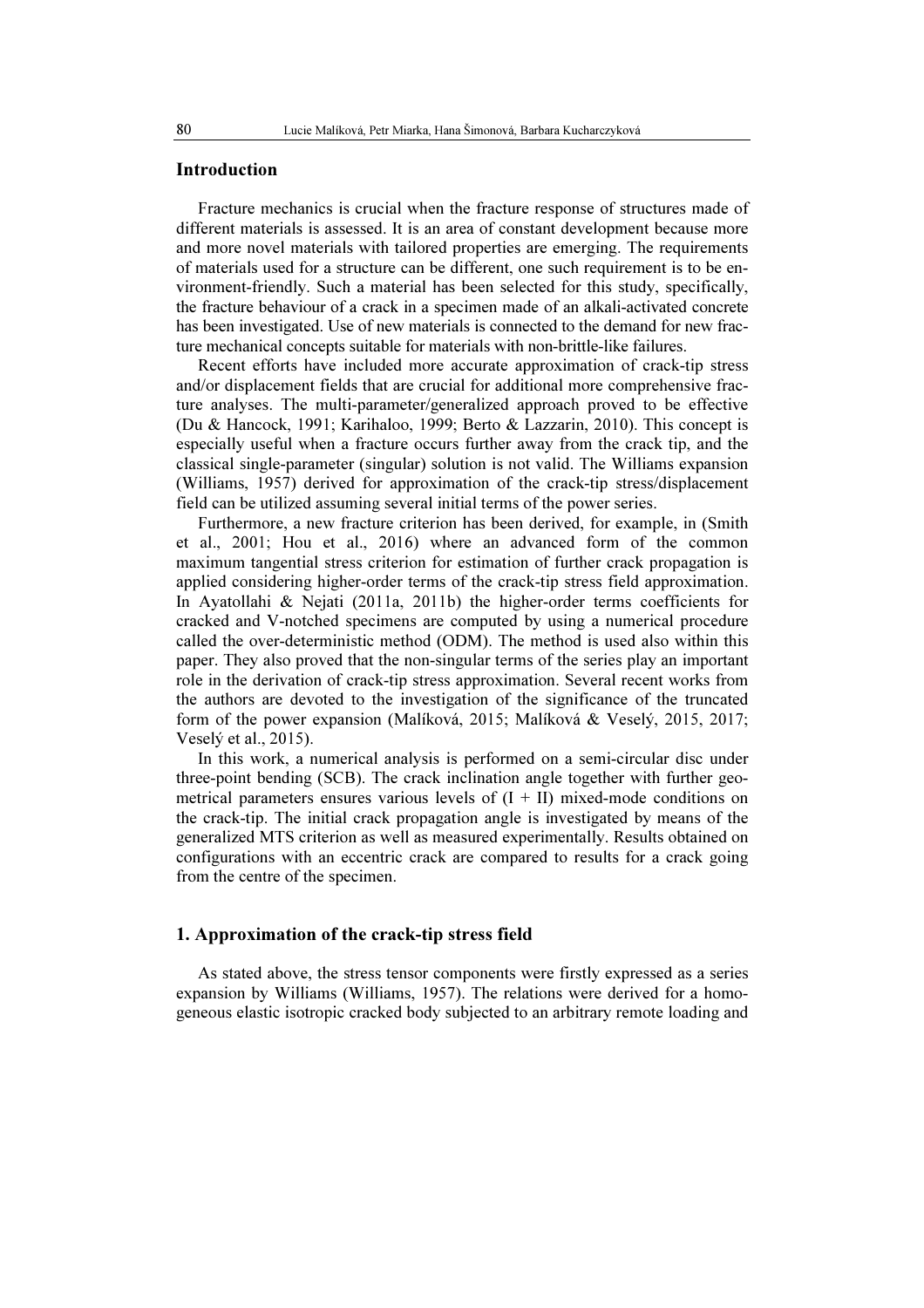## Introduction

Fracture mechanics is crucial when the fracture response of structures made of different materials is assessed. It is an area of constant development because more and more novel materials with tailored properties are emerging. The requirements of materials used for a structure can be different, one such requirement is to be environment-friendly. Such a material has been selected for this study, specifically, the fracture behaviour of a crack in a specimen made of an alkali-activated concrete has been investigated. Use of new materials is connected to the demand for new fracture mechanical concepts suitable for materials with non-brittle-like failures.

Recent efforts have included more accurate approximation of crack-tip stress and/or displacement fields that are crucial for additional more comprehensive fracture analyses. The multi-parameter/generalized approach proved to be effective (Du & Hancock, 1991; Karihaloo, 1999; Berto & Lazzarin, 2010). This concept is especially useful when a fracture occurs further away from the crack tip, and the classical single-parameter (singular) solution is not valid. The Williams expansion (Williams, 1957) derived for approximation of the crack-tip stress/displacement field can be utilized assuming several initial terms of the power series.

Furthermore, a new fracture criterion has been derived, for example, in (Smith et al., 2001; Hou et al., 2016) where an advanced form of the common maximum tangential stress criterion for estimation of further crack propagation is applied considering higher-order terms of the crack-tip stress field approximation. In Ayatollahi & Nejati (2011a, 2011b) the higher-order terms coefficients for cracked and V-notched specimens are computed by using a numerical procedure called the over-deterministic method (ODM). The method is used also within this paper. They also proved that the non-singular terms of the series play an important role in the derivation of crack-tip stress approximation. Several recent works from the authors are devoted to the investigation of the significance of the truncated form of the power expansion (Malíková, 2015; Malíková & Veselý, 2015, 2017; Veselý et al., 2015).

In this work, a numerical analysis is performed on a semi-circular disc under three-point bending (SCB). The crack inclination angle together with further geometrical parameters ensures various levels of (I + II) mixed-mode conditions on the crack-tip. The initial crack propagation angle is investigated by means of the generalized MTS criterion as well as measured experimentally. Results obtained on configurations with an eccentric crack are compared to results for a crack going from the centre of the specimen.

## 1. Approximation of the crack-tip stress field

As stated above, the stress tensor components were firstly expressed as a series expansion by Williams (Williams, 1957). The relations were derived for a homogeneous elastic isotropic cracked body subjected to an arbitrary remote loading and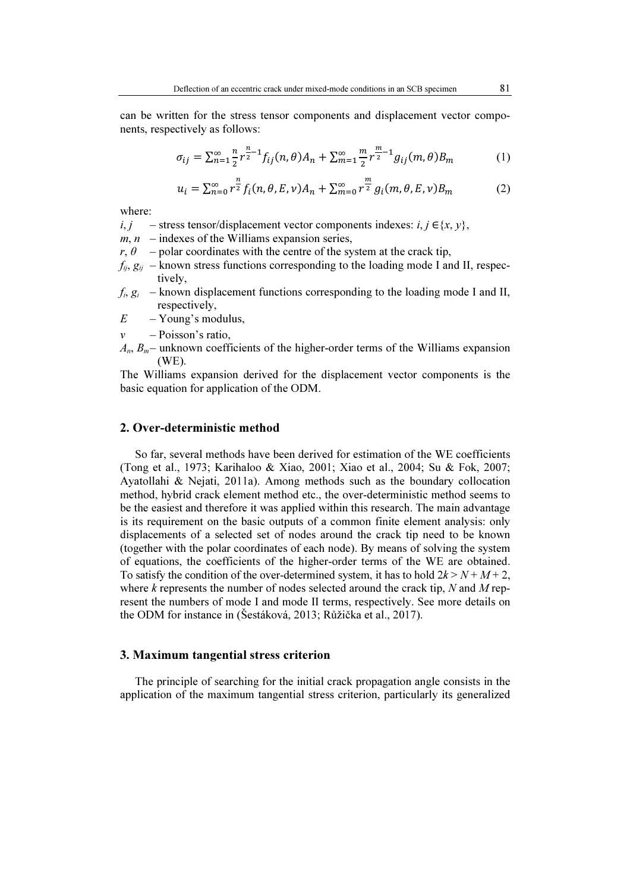can be written for the stress tensor components and displacement vector components, respectively as follows:

$$\sigma_{ij} = \sum_{n=1}^{\infty} \frac{n}{2} r^{\frac{n}{2}-1} f_{ij}(n,\theta) A_n + \sum_{m=1}^{\infty} \frac{m}{2} r^{\frac{m}{2}-1} g_{ij}(m,\theta) B_m \tag{1}$$

$$u_i = \sum_{n=0}^{\infty} r^{\frac{n}{2}} f_i(n,\theta,E,\nu) A_n + \sum_{m=0}^{\infty} r^{\frac{m}{2}} g_i(m,\theta,E,\nu) B_m \tag{2}$$

where:

$i, j$ – stress tensor/displacement vector components indexes: $i, j \in \{x, y\}$,
$m, n$ – indexes of the Williams expansion series,
$r, \theta$ – polar coordinates with the centre of the system at the crack tip,
$f_{ij}, g_{ij}$ – known stress functions corresponding to the loading mode I and II, respectively,
$f_i, g_i$ – known displacement functions corresponding to the loading mode I and II, respectively,
$E$ – Young's modulus,
$\nu$ – Poisson's ratio,
$A_n, B_m$ – unknown coefficients of the higher-order terms of the Williams expansion (WE).

The Williams expansion derived for the displacement vector components is the basic equation for application of the ODM.

## 2. Over-deterministic method

So far, several methods have been derived for estimation of the WE coefficients (Tong et al., 1973; Karihaloo & Xiao, 2001; Xiao et al., 2004; Su & Fok, 2007; Ayatollahi & Nejati, 2011a). Among methods such as the boundary collocation method, hybrid crack element method etc., the over-deterministic method seems to be the easiest and therefore it was applied within this research. The main advantage is its requirement on the basic outputs of a common finite element analysis: only displacements of a selected set of nodes around the crack tip need to be known (together with the polar coordinates of each node). By means of solving the system of equations, the coefficients of the higher-order terms of the WE are obtained. To satisfy the condition of the over-determined system, it has to hold $2k > N + M + 2$, where $k$ represents the number of nodes selected around the crack tip, $N$ and $M$ represent the numbers of mode I and mode II terms, respectively. See more details on the ODM for instance in (Šestáková, 2013; Růžička et al., 2017).

## 3. Maximum tangential stress criterion

The principle of searching for the initial crack propagation angle consists in the application of the maximum tangential stress criterion, particularly its generalized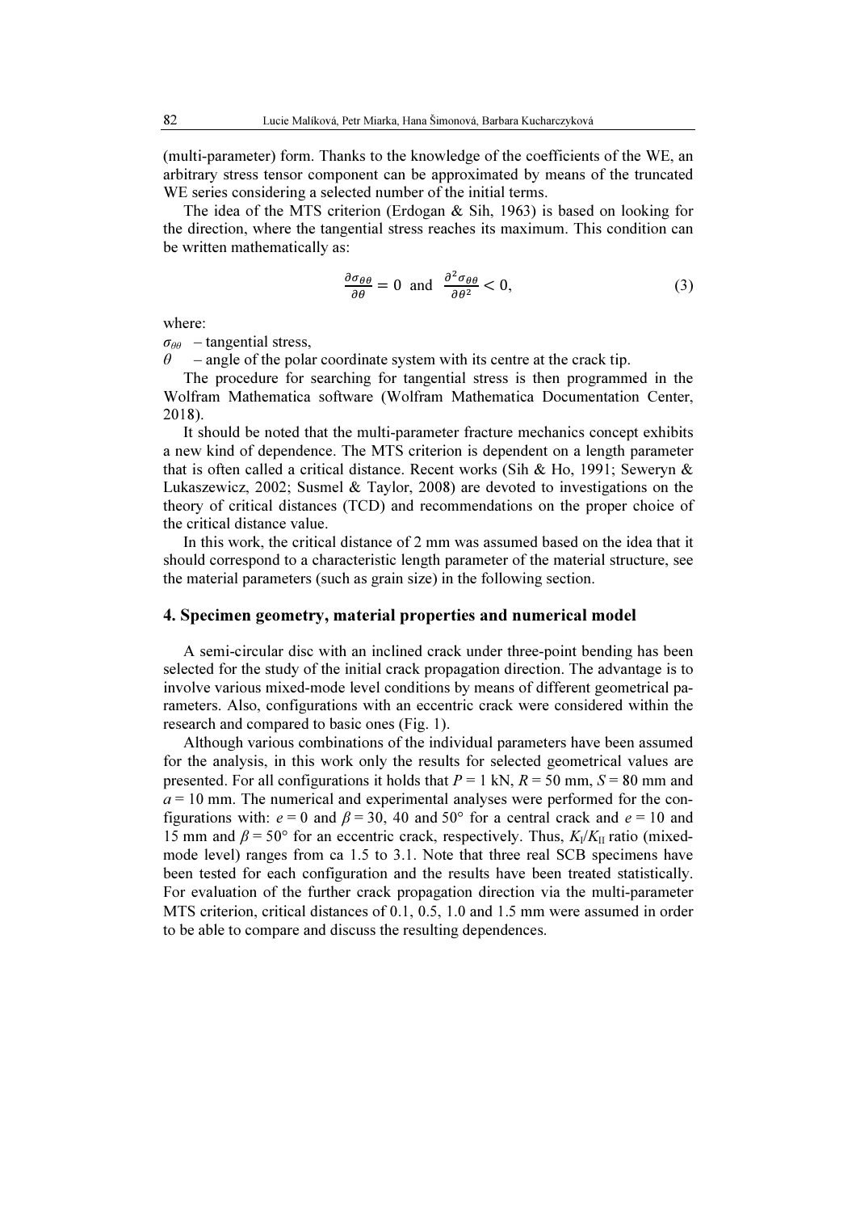(multi-parameter) form. Thanks to the knowledge of the coefficients of the WE, an arbitrary stress tensor component can be approximated by means of the truncated WE series considering a selected number of the initial terms.

The idea of the MTS criterion (Erdogan & Sih, 1963) is based on looking for the direction, where the tangential stress reaches its maximum. This condition can be written mathematically as:

$$\frac{\partial \sigma_{\theta\theta}}{\partial \theta} = 0 \text{ and } \frac{\partial^2 \sigma_{\theta\theta}}{\partial \theta^2} < 0, \tag{3}$$

where:

$\sigma_{\theta\theta}$ – tangential stress,

$\theta$ – angle of the polar coordinate system with its centre at the crack tip.

The procedure for searching for tangential stress is then programmed in the Wolfram Mathematica software (Wolfram Mathematica Documentation Center, 2018).

It should be noted that the multi-parameter fracture mechanics concept exhibits a new kind of dependence. The MTS criterion is dependent on a length parameter that is often called a critical distance. Recent works (Sih & Ho, 1991; Seweryn & Lukaszewicz, 2002; Susmel & Taylor, 2008) are devoted to investigations on the theory of critical distances (TCD) and recommendations on the proper choice of the critical distance value.

In this work, the critical distance of 2 mm was assumed based on the idea that it should correspond to a characteristic length parameter of the material structure, see the material parameters (such as grain size) in the following section.

## 4. Specimen geometry, material properties and numerical model

A semi-circular disc with an inclined crack under three-point bending has been selected for the study of the initial crack propagation direction. The advantage is to involve various mixed-mode level conditions by means of different geometrical parameters. Also, configurations with an eccentric crack were considered within the research and compared to basic ones (Fig. 1).

Although various combinations of the individual parameters have been assumed for the analysis, in this work only the results for selected geometrical values are presented. For all configurations it holds that $P = 1$ kN, $R = 50$ mm, $S = 80$ mm and $a = 10$ mm. The numerical and experimental analyses were performed for the configurations with: $e = 0$ and $\beta = 30$, 40 and 50° for a central crack and $e = 10$ and 15 mm and $\beta = 50°$ for an eccentric crack, respectively. Thus, $K_I/K_{II}$ ratio (mixed-mode level) ranges from ca 1.5 to 3.1. Note that three real SCB specimens have been tested for each configuration and the results have been treated statistically. For evaluation of the further crack propagation direction via the multi-parameter MTS criterion, critical distances of 0.1, 0.5, 1.0 and 1.5 mm were assumed in order to be able to compare and discuss the resulting dependences.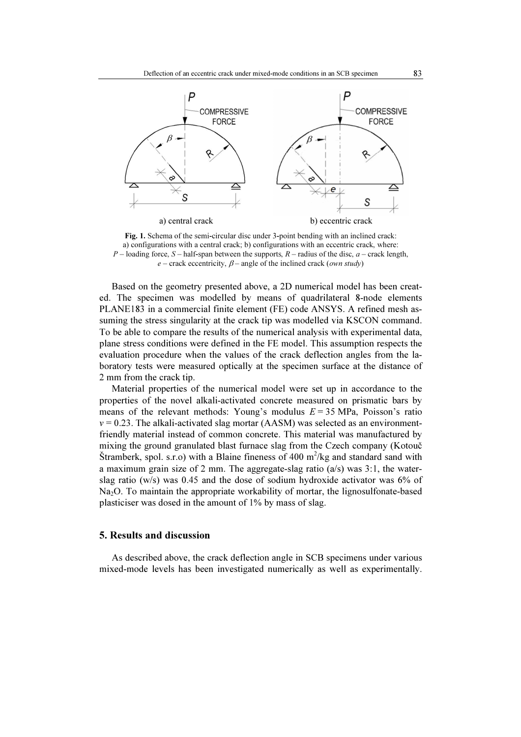Fig. 1. Schema of the semi-circular disc under 3-point bending with an inclined crack: a) configurations with a central crack; b) configurations with an eccentric crack, where: $P$ – loading force, $S$ – half-span between the supports, $R$ – radius of the disc, $a$ – crack length, $e$ – crack eccentricity, $\beta$ – angle of the inclined crack (*own study*)

Based on the geometry presented above, a 2D numerical model has been created. The specimen was modelled by means of quadrilateral 8-node elements PLANE183 in a commercial finite element (FE) code ANSYS. A refined mesh assuming the stress singularity at the crack tip was modelled via KSCON command. To be able to compare the results of the numerical analysis with experimental data, plane stress conditions were defined in the FE model. This assumption respects the evaluation procedure when the values of the crack deflection angles from the laboratory tests were measured optically at the specimen surface at the distance of 2 mm from the crack tip.

Material properties of the numerical model were set up in accordance to the properties of the novel alkali-activated concrete measured on prismatic bars by means of the relevant methods: Young's modulus $E = 35$ MPa, Poisson's ratio $\nu = 0.23$. The alkali-activated slag mortar (AASM) was selected as an environment-friendly material instead of common concrete. This material was manufactured by mixing the ground granulated blast furnace slag from the Czech company (Kotouč Štramberk, spol. s.r.o) with a Blaine fineness of 400 $m^2$/kg and standard sand with a maximum grain size of 2 mm. The aggregate-slag ratio (a/s) was 3:1, the water-slag ratio (w/s) was 0.45 and the dose of sodium hydroxide activator was 6% of $Na_2O$. To maintain the appropriate workability of mortar, the lignosulfonate-based plasticiser was dosed in the amount of 1% by mass of slag.

## 5. Results and discussion

As described above, the crack deflection angle in SCB specimens under various mixed-mode levels has been investigated numerically as well as experimentally.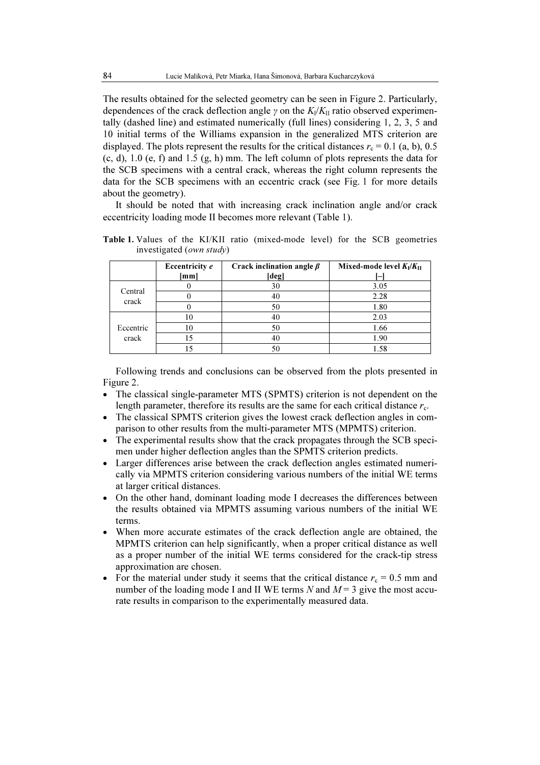The results obtained for the selected geometry can be seen in Figure 2. Particularly, dependences of the crack deflection angle $\gamma$ on the $K_I/K_{II}$ ratio observed experimentally (dashed line) and estimated numerically (full lines) considering 1, 2, 3, 5 and 10 initial terms of the Williams expansion in the generalized MTS criterion are displayed. The plots represent the results for the critical distances $r_c = 0.1$ (a, b), 0.5 (c, d), 1.0 (e, f) and 1.5 (g, h) mm. The left column of plots represents the data for the SCB specimens with a central crack, whereas the right column represents the data for the SCB specimens with an eccentric crack (see Fig. 1 for more details about the geometry).

It should be noted that with increasing crack inclination angle and/or crack eccentricity loading mode II becomes more relevant (Table 1).

**Table 1.** Values of the KI/KII ratio (mixed-mode level) for the SCB geometries investigated (*own study*)

| | **Eccentricity *e* [mm]** | **Crack inclination angle *β* [deg]** | **Mixed-mode level $K_I/K_{II}$ [–]** |
|---|---|---|---|
| Central crack | 0 | 30 | 3.05 |
| | 0 | 40 | 2.28 |
| | 0 | 50 | 1.80 |
| Eccentric crack | 10 | 40 | 2.03 |
| | 10 | 50 | 1.66 |
| | 15 | 40 | 1.90 |
| | 15 | 50 | 1.58 |

Following trends and conclusions can be observed from the plots presented in Figure 2.

- The classical single-parameter MTS (SPMTS) criterion is not dependent on the length parameter, therefore its results are the same for each critical distance $r_c$.
- The classical SPMTS criterion gives the lowest crack deflection angles in comparison to other results from the multi-parameter MTS (MPMTS) criterion.
- The experimental results show that the crack propagates through the SCB specimen under higher deflection angles than the SPMTS criterion predicts.
- Larger differences arise between the crack deflection angles estimated numerically via MPMTS criterion considering various numbers of the initial WE terms at larger critical distances.
- On the other hand, dominant loading mode I decreases the differences between the results obtained via MPMTS assuming various numbers of the initial WE terms.
- When more accurate estimates of the crack deflection angle are obtained, the MPMTS criterion can help significantly, when a proper critical distance as well as a proper number of the initial WE terms considered for the crack-tip stress approximation are chosen.
- For the material under study it seems that the critical distance $r_c = 0.5$ mm and number of the loading mode I and II WE terms $N$ and $M = 3$ give the most accurate results in comparison to the experimentally measured data.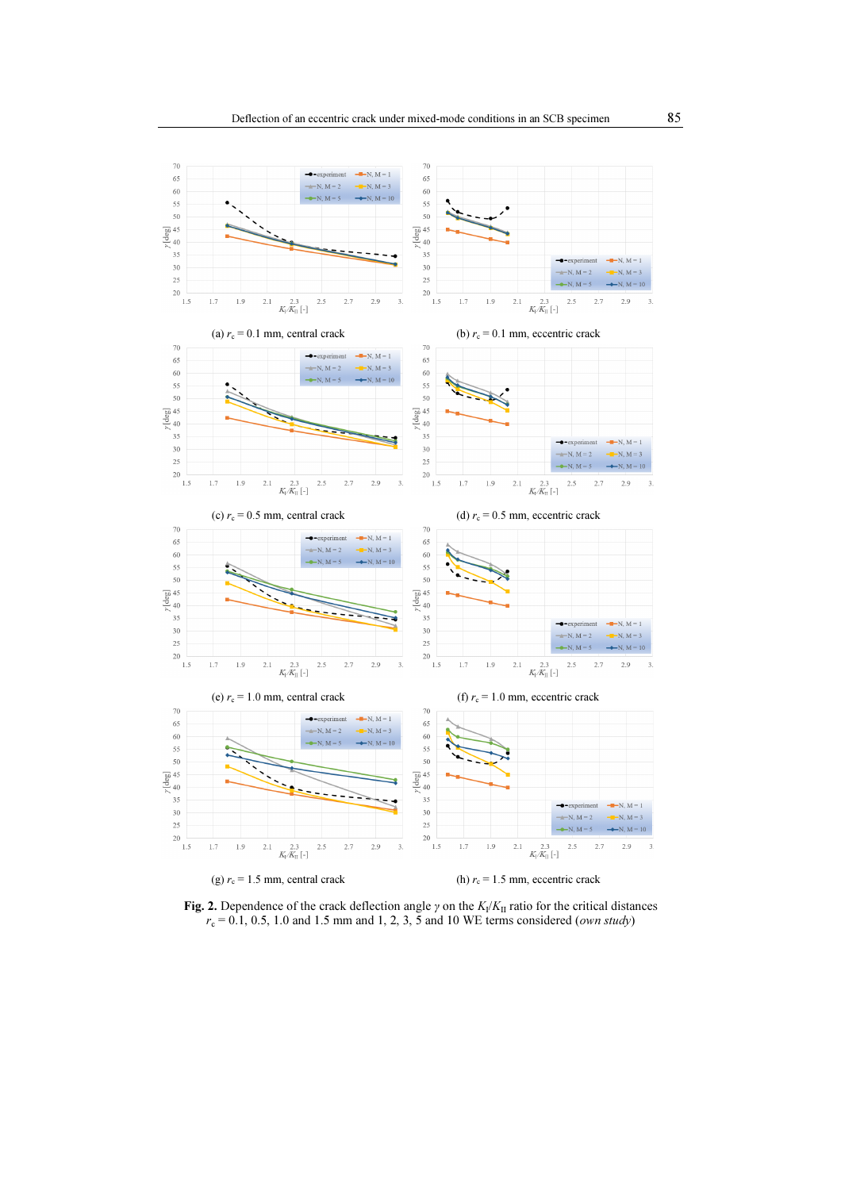(a) $r_c = 0.1$ mm, central crack

(b) $r_c = 0.1$ mm, eccentric crack

(c) $r_c = 0.5$ mm, central crack

(d) $r_c = 0.5$ mm, eccentric crack

(e) $r_c = 1.0$ mm, central crack

(f) $r_c = 1.0$ mm, eccentric crack

(g) $r_c = 1.5$ mm, central crack

(h) $r_c = 1.5$ mm, eccentric crack

**Fig. 2.** Dependence of the crack deflection angle $\gamma$ on the $K_I/K_{II}$ ratio for the critical distances $r_c = 0.1$, 0.5, 1.0 and 1.5 mm and 1, 2, 3, 5 and 10 WE terms considered (*own study*)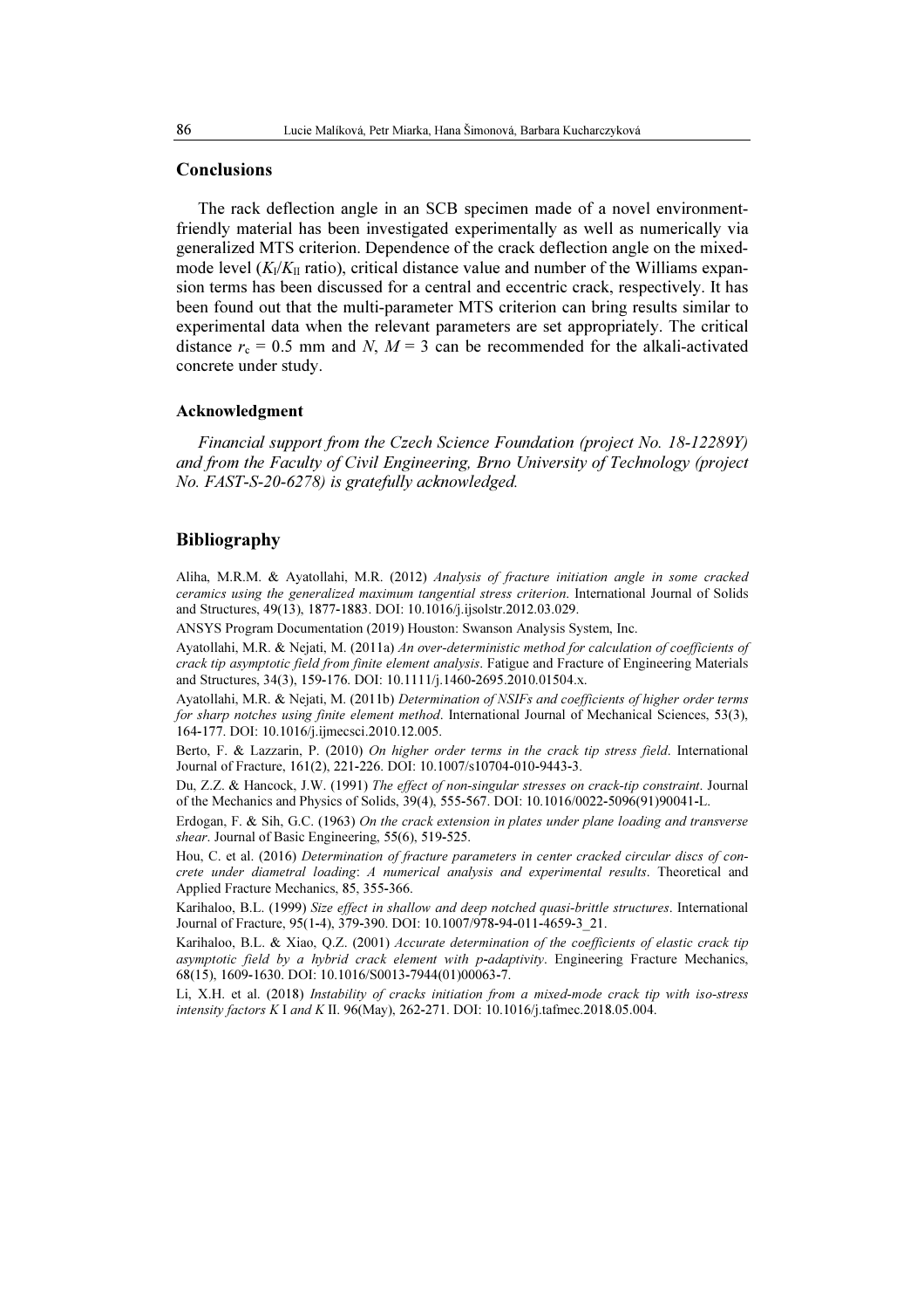## Conclusions

The rack deflection angle in an SCB specimen made of a novel environment-friendly material has been investigated experimentally as well as numerically via generalized MTS criterion. Dependence of the crack deflection angle on the mixed-mode level ($K_I/K_{II}$ ratio), critical distance value and number of the Williams expansion terms has been discussed for a central and eccentric crack, respectively. It has been found out that the multi-parameter MTS criterion can bring results similar to experimental data when the relevant parameters are set appropriately. The critical distance $r_c$ = 0.5 mm and $N$, $M$ = 3 can be recommended for the alkali-activated concrete under study.

### Acknowledgment

*Financial support from the Czech Science Foundation (project No. 18-12289Y) and from the Faculty of Civil Engineering, Brno University of Technology (project No. FAST-S-20-6278) is gratefully acknowledged.*

## Bibliography

Aliha, M.R.M. & Ayatollahi, M.R. (2012) *Analysis of fracture initiation angle in some cracked ceramics using the generalized maximum tangential stress criterion*. International Journal of Solids and Structures, 49(13), 1877-1883. DOI: 10.1016/j.ijsolstr.2012.03.029.

ANSYS Program Documentation (2019) Houston: Swanson Analysis System, Inc.

Ayatollahi, M.R. & Nejati, M. (2011a) *An over-deterministic method for calculation of coefficients of crack tip asymptotic field from finite element analysis*. Fatigue and Fracture of Engineering Materials and Structures, 34(3), 159-176. DOI: 10.1111/j.1460-2695.2010.01504.x.

Ayatollahi, M.R. & Nejati, M. (2011b) *Determination of NSIFs and coefficients of higher order terms for sharp notches using finite element method*. International Journal of Mechanical Sciences, 53(3), 164-177. DOI: 10.1016/j.ijmecsci.2010.12.005.

Berto, F. & Lazzarin, P. (2010) *On higher order terms in the crack tip stress field*. International Journal of Fracture, 161(2), 221-226. DOI: 10.1007/s10704-010-9443-3.

Du, Z.Z. & Hancock, J.W. (1991) *The effect of non-singular stresses on crack-tip constraint*. Journal of the Mechanics and Physics of Solids, 39(4), 555-567. DOI: 10.1016/0022-5096(91)90041-L.

Erdogan, F. & Sih, G.C. (1963) *On the crack extension in plates under plane loading and transverse shear*. Journal of Basic Engineering, 55(6), 519-525.

Hou, C. et al. (2016) *Determination of fracture parameters in center cracked circular discs of concrete under diametral loading*: *A numerical analysis and experimental results*. Theoretical and Applied Fracture Mechanics, 85, 355-366.

Karihaloo, B.L. (1999) *Size effect in shallow and deep notched quasi-brittle structures*. International Journal of Fracture, 95(1-4), 379-390. DOI: 10.1007/978-94-011-4659-3_21.

Karihaloo, B.L. & Xiao, Q.Z. (2001) *Accurate determination of the coefficients of elastic crack tip asymptotic field by a hybrid crack element with p-adaptivity*. Engineering Fracture Mechanics, 68(15), 1609-1630. DOI: 10.1016/S0013-7944(01)00063-7.

Li, X.H. et al. (2018) *Instability of cracks initiation from a mixed-mode crack tip with iso-stress intensity factors K* I *and K* II. 96(May), 262-271. DOI: 10.1016/j.tafmec.2018.05.004.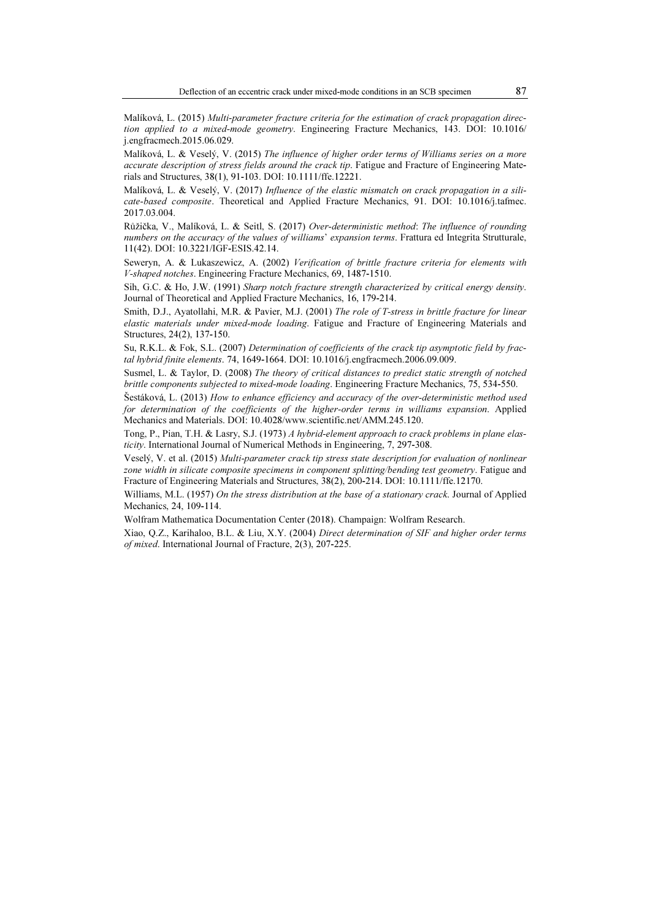Malíková, L. (2015) *Multi-parameter fracture criteria for the estimation of crack propagation direction applied to a mixed-mode geometry*. Engineering Fracture Mechanics, 143. DOI: 10.1016/j.engfracmech.2015.06.029.

Malíková, L. & Veselý, V. (2015) *The influence of higher order terms of Williams series on a more accurate description of stress fields around the crack tip*. Fatigue and Fracture of Engineering Materials and Structures, 38(1), 91-103. DOI: 10.1111/ffe.12221.

Malíková, L. & Veselý, V. (2017) *Influence of the elastic mismatch on crack propagation in a silicate-based composite*. Theoretical and Applied Fracture Mechanics, 91. DOI: 10.1016/j.tafmec.2017.03.004.

Růžička, V., Malíková, L. & Seitl, S. (2017) *Over-deterministic method*: *The influence of rounding numbers on the accuracy of the values of williams' expansion terms*. Frattura ed Integrita Strutturale, 11(42). DOI: 10.3221/IGF-ESIS.42.14.

Seweryn, A. & Lukaszewicz, A. (2002) *Verification of brittle fracture criteria for elements with V-shaped notches*. Engineering Fracture Mechanics, 69, 1487-1510.

Sih, G.C. & Ho, J.W. (1991) *Sharp notch fracture strength characterized by critical energy density*. Journal of Theoretical and Applied Fracture Mechanics, 16, 179-214.

Smith, D.J., Ayatollahi, M.R. & Pavier, M.J. (2001) *The role of T-stress in brittle fracture for linear elastic materials under mixed-mode loading*. Fatigue and Fracture of Engineering Materials and Structures, 24(2), 137-150.

Su, R.K.L. & Fok, S.L. (2007) *Determination of coefficients of the crack tip asymptotic field by fractal hybrid finite elements*. 74, 1649-1664. DOI: 10.1016/j.engfracmech.2006.09.009.

Susmel, L. & Taylor, D. (2008) *The theory of critical distances to predict static strength of notched brittle components subjected to mixed-mode loading*. Engineering Fracture Mechanics, 75, 534-550.

Šestáková, L. (2013) *How to enhance efficiency and accuracy of the over-deterministic method used for determination of the coefficients of the higher-order terms in williams expansion*. Applied Mechanics and Materials. DOI: 10.4028/www.scientific.net/AMM.245.120.

Tong, P., Pian, T.H. & Lasry, S.J. (1973) *A hybrid-element approach to crack problems in plane elasticity*. International Journal of Numerical Methods in Engineering, 7, 297-308.

Veselý, V. et al. (2015) *Multi-parameter crack tip stress state description for evaluation of nonlinear zone width in silicate composite specimens in component splitting/bending test geometry*. Fatigue and Fracture of Engineering Materials and Structures, 38(2), 200-214. DOI: 10.1111/ffe.12170.

Williams, M.L. (1957) *On the stress distribution at the base of a stationary crack*. Journal of Applied Mechanics, 24, 109-114.

Wolfram Mathematica Documentation Center (2018). Champaign: Wolfram Research.

Xiao, Q.Z., Karihaloo, B.L. & Liu, X.Y. (2004) *Direct determination of SIF and higher order terms of mixed*. International Journal of Fracture, 2(3), 207-225.